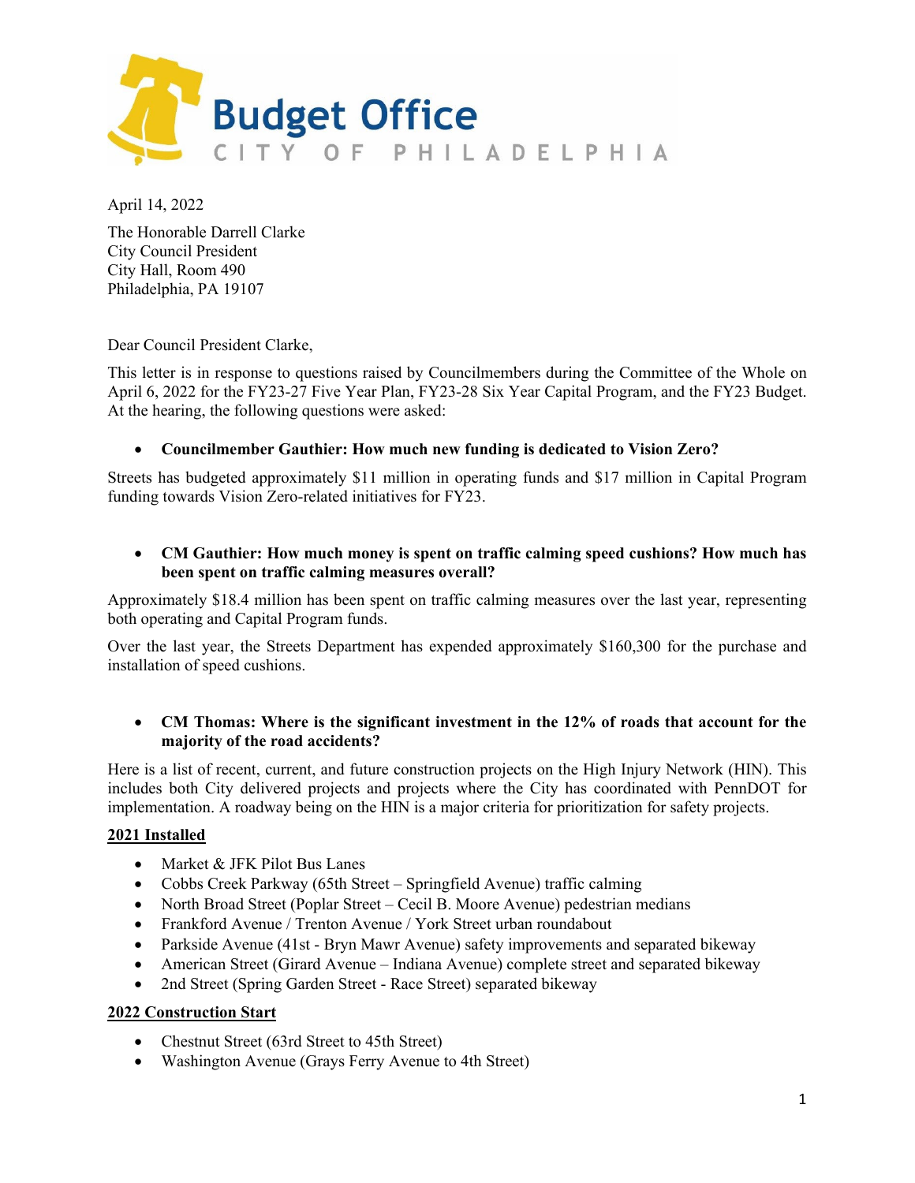Budget Office
CITY OF PHILADELPHIA

April 14, 2022

The Honorable Darrell Clarke
City Council President
City Hall, Room 490
Philadelphia, PA 19107

Dear Council President Clarke,

This letter is in response to questions raised by Councilmembers during the Committee of the Whole on April 6, 2022 for the FY23-27 Five Year Plan, FY23-28 Six Year Capital Program, and the FY23 Budget. At the hearing, the following questions were asked:

- **Councilmember Gauthier: How much new funding is dedicated to Vision Zero?**

Streets has budgeted approximately $11 million in operating funds and $17 million in Capital Program funding towards Vision Zero-related initiatives for FY23.

- **CM Gauthier: How much money is spent on traffic calming speed cushions? How much has been spent on traffic calming measures overall?**

Approximately $18.4 million has been spent on traffic calming measures over the last year, representing both operating and Capital Program funds.

Over the last year, the Streets Department has expended approximately $160,300 for the purchase and installation of speed cushions.

- **CM Thomas: Where is the significant investment in the 12% of roads that account for the majority of the road accidents?**

Here is a list of recent, current, and future construction projects on the High Injury Network (HIN). This includes both City delivered projects and projects where the City has coordinated with PennDOT for implementation. A roadway being on the HIN is a major criteria for prioritization for safety projects.

**2021 Installed**

- Market & JFK Pilot Bus Lanes
- Cobbs Creek Parkway (65th Street – Springfield Avenue) traffic calming
- North Broad Street (Poplar Street – Cecil B. Moore Avenue) pedestrian medians
- Frankford Avenue / Trenton Avenue / York Street urban roundabout
- Parkside Avenue (41st - Bryn Mawr Avenue) safety improvements and separated bikeway
- American Street (Girard Avenue – Indiana Avenue) complete street and separated bikeway
- 2nd Street (Spring Garden Street - Race Street) separated bikeway

**2022 Construction Start**

- Chestnut Street (63rd Street to 45th Street)
- Washington Avenue (Grays Ferry Avenue to 4th Street)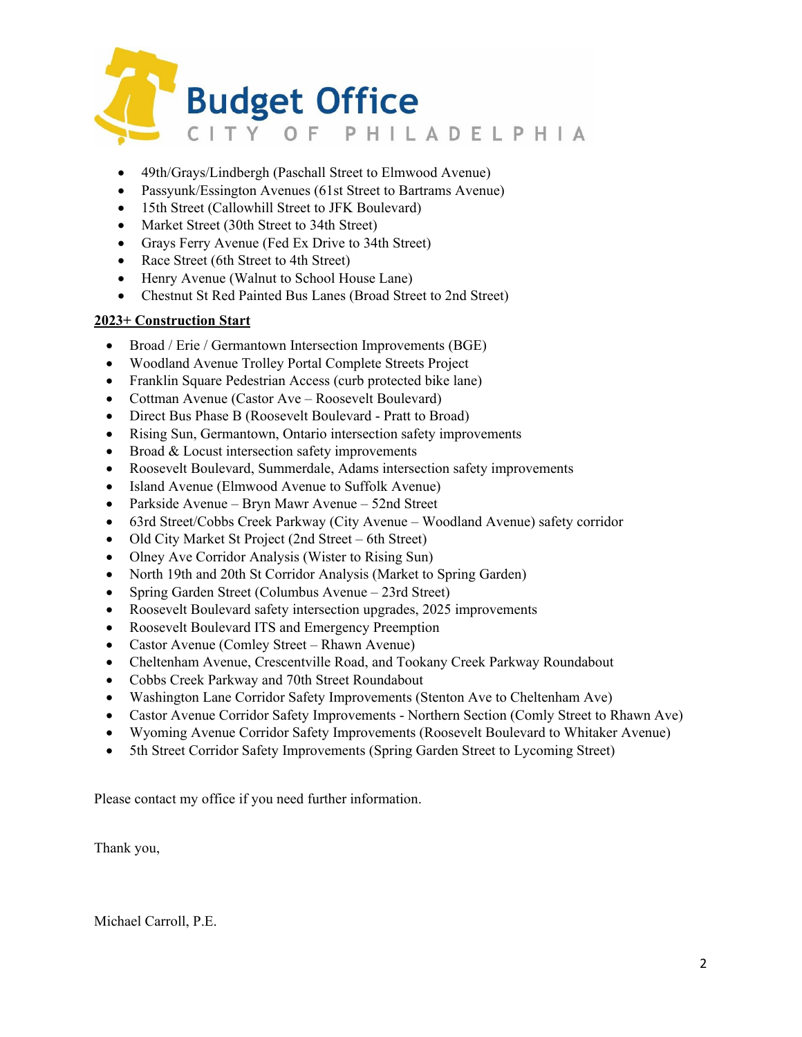- 49th/Grays/Lindbergh (Paschall Street to Elmwood Avenue)
- Passyunk/Essington Avenues (61st Street to Bartrams Avenue)
- 15th Street (Callowhill Street to JFK Boulevard)
- Market Street (30th Street to 34th Street)
- Grays Ferry Avenue (Fed Ex Drive to 34th Street)
- Race Street (6th Street to 4th Street)
- Henry Avenue (Walnut to School House Lane)
- Chestnut St Red Painted Bus Lanes (Broad Street to 2nd Street)

**2023+ Construction Start**

- Broad / Erie / Germantown Intersection Improvements (BGE)
- Woodland Avenue Trolley Portal Complete Streets Project
- Franklin Square Pedestrian Access (curb protected bike lane)
- Cottman Avenue (Castor Ave – Roosevelt Boulevard)
- Direct Bus Phase B (Roosevelt Boulevard - Pratt to Broad)
- Rising Sun, Germantown, Ontario intersection safety improvements
- Broad & Locust intersection safety improvements
- Roosevelt Boulevard, Summerdale, Adams intersection safety improvements
- Island Avenue (Elmwood Avenue to Suffolk Avenue)
- Parkside Avenue – Bryn Mawr Avenue – 52nd Street
- 63rd Street/Cobbs Creek Parkway (City Avenue – Woodland Avenue) safety corridor
- Old City Market St Project (2nd Street – 6th Street)
- Olney Ave Corridor Analysis (Wister to Rising Sun)
- North 19th and 20th St Corridor Analysis (Market to Spring Garden)
- Spring Garden Street (Columbus Avenue – 23rd Street)
- Roosevelt Boulevard safety intersection upgrades, 2025 improvements
- Roosevelt Boulevard ITS and Emergency Preemption
- Castor Avenue (Comley Street – Rhawn Avenue)
- Cheltenham Avenue, Crescentville Road, and Tookany Creek Parkway Roundabout
- Cobbs Creek Parkway and 70th Street Roundabout
- Washington Lane Corridor Safety Improvements (Stenton Ave to Cheltenham Ave)
- Castor Avenue Corridor Safety Improvements - Northern Section (Comly Street to Rhawn Ave)
- Wyoming Avenue Corridor Safety Improvements (Roosevelt Boulevard to Whitaker Avenue)
- 5th Street Corridor Safety Improvements (Spring Garden Street to Lycoming Street)

Please contact my office if you need further information.

Thank you,

Michael Carroll, P.E.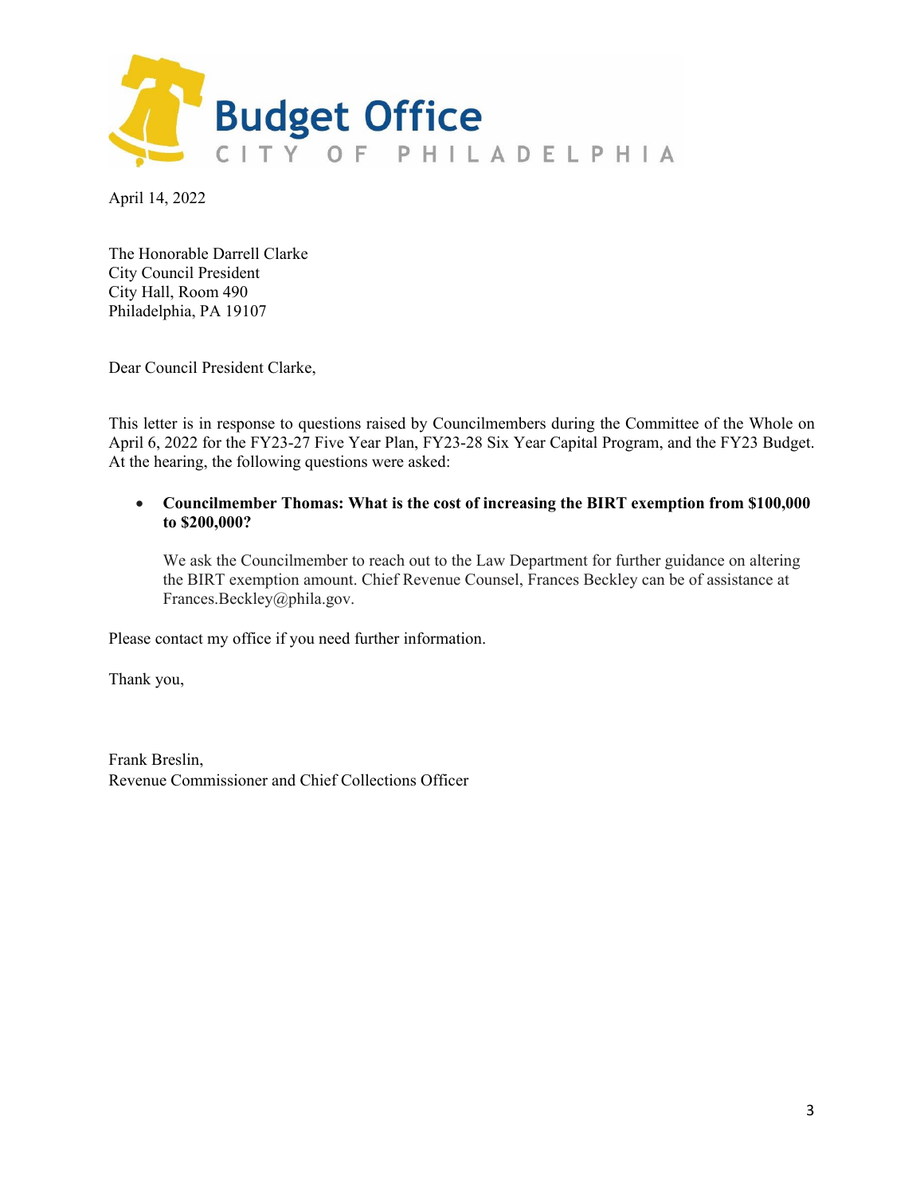**Budget Office**
CITY OF PHILADELPHIA

April 14, 2022

The Honorable Darrell Clarke
City Council President
City Hall, Room 490
Philadelphia, PA 19107

Dear Council President Clarke,

This letter is in response to questions raised by Councilmembers during the Committee of the Whole on April 6, 2022 for the FY23-27 Five Year Plan, FY23-28 Six Year Capital Program, and the FY23 Budget. At the hearing, the following questions were asked:

- **Councilmember Thomas: What is the cost of increasing the BIRT exemption from $100,000 to $200,000?**

  We ask the Councilmember to reach out to the Law Department for further guidance on altering the BIRT exemption amount. Chief Revenue Counsel, Frances Beckley can be of assistance at Frances.Beckley@phila.gov.

Please contact my office if you need further information.

Thank you,

Frank Breslin,
Revenue Commissioner and Chief Collections Officer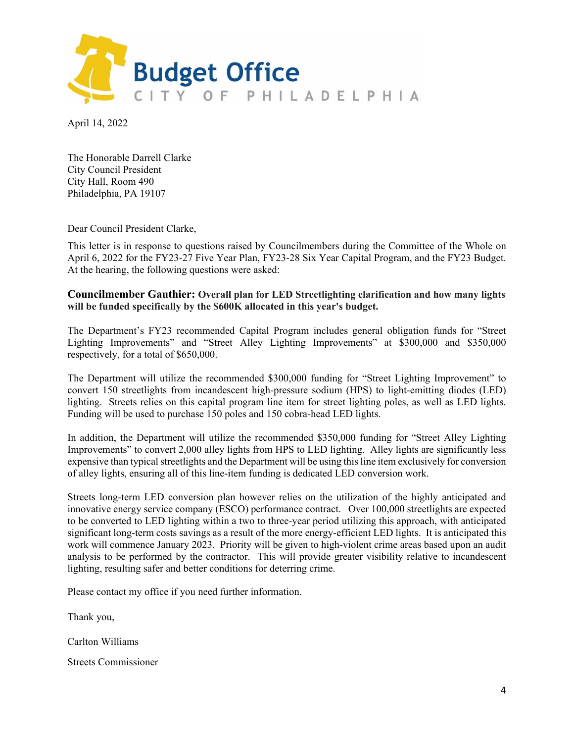# Budget Office

CITY OF PHILADELPHIA

April 14, 2022

The Honorable Darrell Clarke
City Council President
City Hall, Room 490
Philadelphia, PA 19107

Dear Council President Clarke,

This letter is in response to questions raised by Councilmembers during the Committee of the Whole on April 6, 2022 for the FY23-27 Five Year Plan, FY23-28 Six Year Capital Program, and the FY23 Budget. At the hearing, the following questions were asked:

**Councilmember Gauthier: Overall plan for LED Streetlighting clarification and how many lights will be funded specifically by the $600K allocated in this year's budget.**

The Department's FY23 recommended Capital Program includes general obligation funds for "Street Lighting Improvements" and "Street Alley Lighting Improvements" at $300,000 and $350,000 respectively, for a total of $650,000.

The Department will utilize the recommended $300,000 funding for "Street Lighting Improvement" to convert 150 streetlights from incandescent high-pressure sodium (HPS) to light-emitting diodes (LED) lighting. Streets relies on this capital program line item for street lighting poles, as well as LED lights. Funding will be used to purchase 150 poles and 150 cobra-head LED lights.

In addition, the Department will utilize the recommended $350,000 funding for "Street Alley Lighting Improvements" to convert 2,000 alley lights from HPS to LED lighting. Alley lights are significantly less expensive than typical streetlights and the Department will be using this line item exclusively for conversion of alley lights, ensuring all of this line-item funding is dedicated LED conversion work.

Streets long-term LED conversion plan however relies on the utilization of the highly anticipated and innovative energy service company (ESCO) performance contract. Over 100,000 streetlights are expected to be converted to LED lighting within a two to three-year period utilizing this approach, with anticipated significant long-term costs savings as a result of the more energy-efficient LED lights. It is anticipated this work will commence January 2023. Priority will be given to high-violent crime areas based upon an audit analysis to be performed by the contractor. This will provide greater visibility relative to incandescent lighting, resulting safer and better conditions for deterring crime.

Please contact my office if you need further information.

Thank you,

Carlton Williams

Streets Commissioner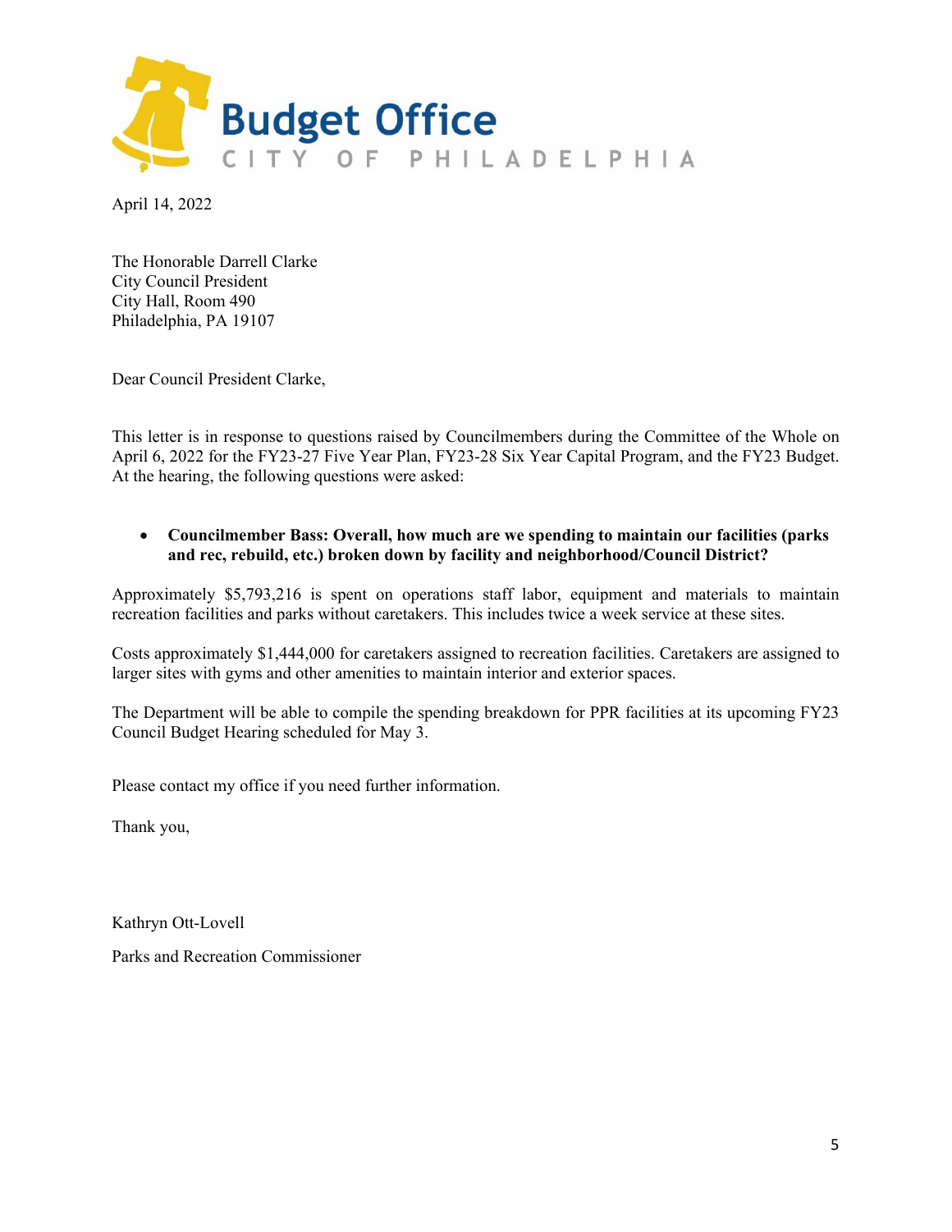# Budget Office

CITY OF PHILADELPHIA

April 14, 2022

The Honorable Darrell Clarke
City Council President
City Hall, Room 490
Philadelphia, PA 19107

Dear Council President Clarke,

This letter is in response to questions raised by Councilmembers during the Committee of the Whole on April 6, 2022 for the FY23-27 Five Year Plan, FY23-28 Six Year Capital Program, and the FY23 Budget. At the hearing, the following questions were asked:

- **Councilmember Bass: Overall, how much are we spending to maintain our facilities (parks and rec, rebuild, etc.) broken down by facility and neighborhood/Council District?**

Approximately $5,793,216 is spent on operations staff labor, equipment and materials to maintain recreation facilities and parks without caretakers. This includes twice a week service at these sites.

Costs approximately $1,444,000 for caretakers assigned to recreation facilities. Caretakers are assigned to larger sites with gyms and other amenities to maintain interior and exterior spaces.

The Department will be able to compile the spending breakdown for PPR facilities at its upcoming FY23 Council Budget Hearing scheduled for May 3.

Please contact my office if you need further information.

Thank you,

Kathryn Ott-Lovell

Parks and Recreation Commissioner